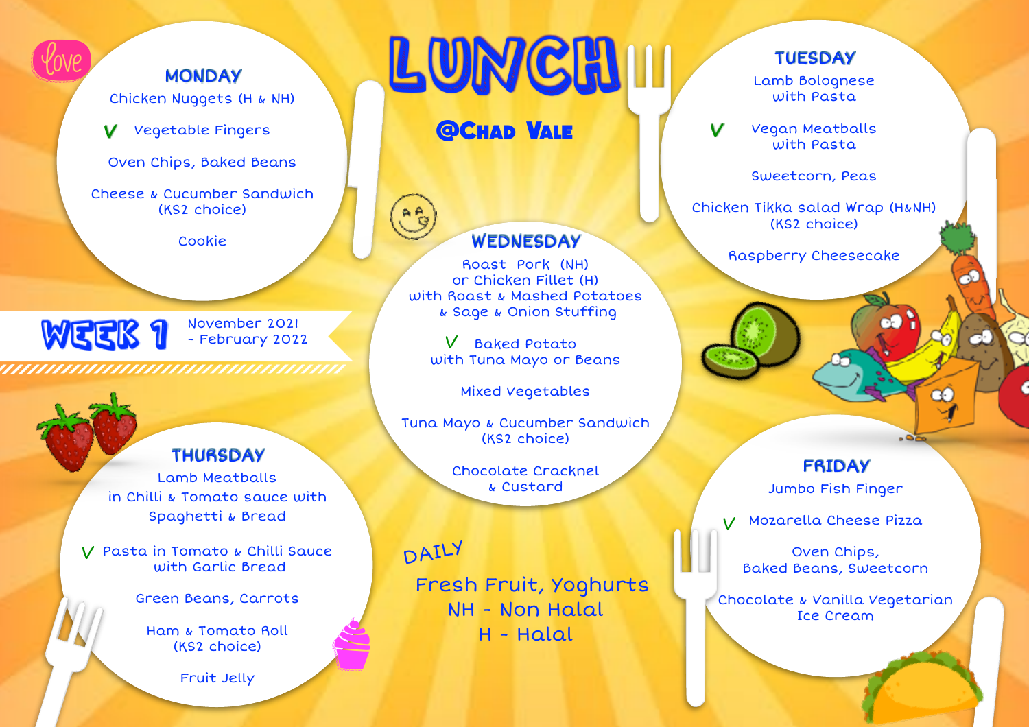# LUNCH

## @Chad Vale

**WEEK 1** November 2021 - February 2022

### MONDAY

Chicken Nuggets (H & NH)

V Vegetable Fingers

Oven Chips, Baked Beans

Cheese & Cucumber Sandwich (KS2 choice)

Cookie

### TUESDAY

Lamb Bolognese with Pasta

V Vegan Meatballs with Pasta

Sweetcorn, Peas

Chicken Tikka salad Wrap (H&NH) (KS2 choice)

Raspberry Cheesecake

### WEDNESDAY

Roast Pork (NH) or Chicken Fillet (H) with Roast & Mashed Potatoes & Sage & Onion Stuffing

V Baked Potato with Tuna Mayo or Beans

Mixed Vegetables

Tuna Mayo & Cucumber Sandwich (KS2 choice)

Chocolate Cracknel & Custard

### THURSDAY

Lamb Meatballs in Chilli & Tomato sauce with Spaghetti & Bread

V Pasta in Tomato & Chilli Sauce with Garlic Bread

Green Beans, Carrots

Ham & Tomato Roll (KS2 choice)

Fruit Jelly

### FRIDAY

Jumbo Fish Finger

V Mozarella Cheese Pizza

Oven Chips, Baked Beans, Sweetcorn

Chocolate & Vanilla Vegetarian Ice Cream

### DAILY

Fresh Fruit, Yoghurts

NH - Non Halal

H - Halal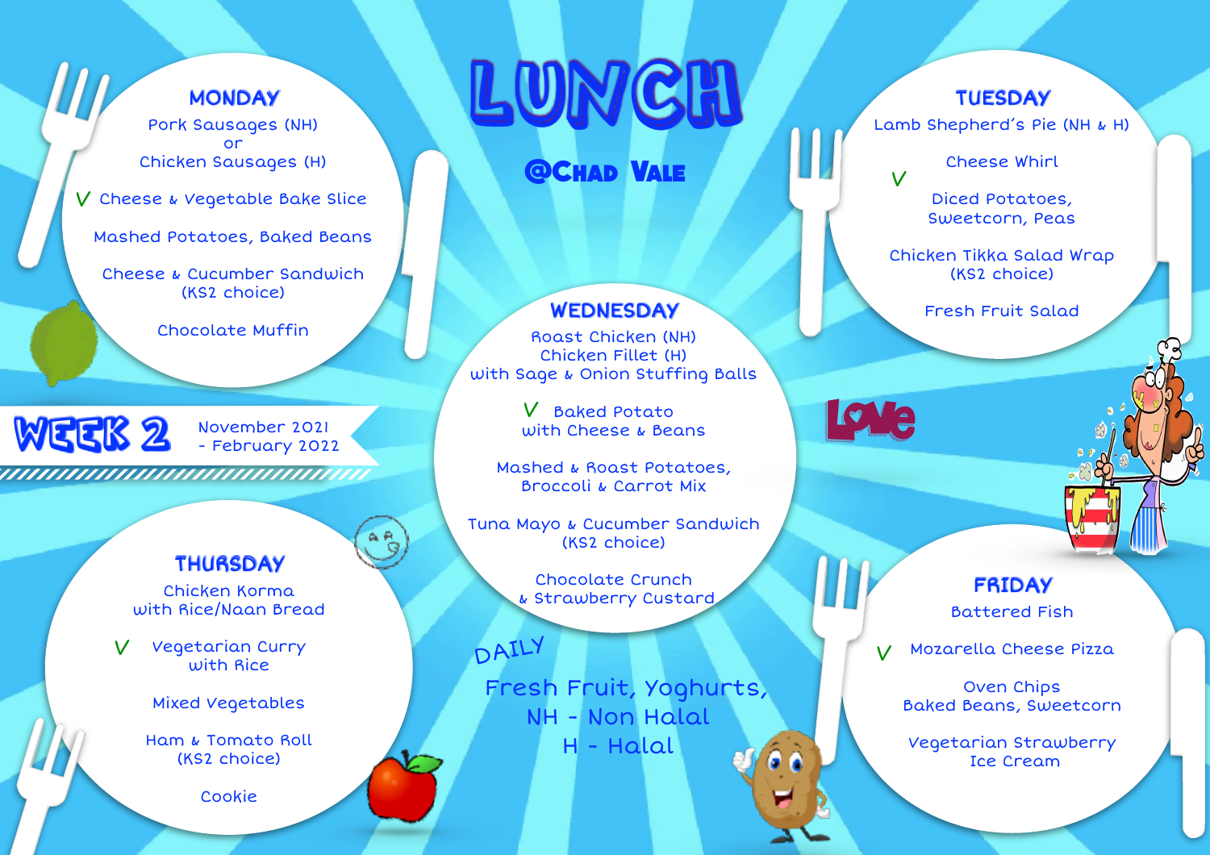# LUNCH

## @Chad Vale

**WEEK 2** November 2021 - February 2022

## MONDAY

Pork Sausages (NH)
or
Chicken Sausages (H)

V Cheese & Vegetable Bake Slice

Mashed Potatoes, Baked Beans

Cheese & Cucumber Sandwich
(KS2 choice)

Chocolate Muffin

## TUESDAY

Lamb Shepherd's Pie (NH & H)

V Cheese Whirl

Diced Potatoes,
Sweetcorn, Peas

Chicken Tikka Salad Wrap
(KS2 choice)

Fresh Fruit Salad

## WEDNESDAY

Roast Chicken (NH)
Chicken Fillet (H)
with Sage & Onion Stuffing Balls

V Baked Potato
with Cheese & Beans

Mashed & Roast Potatoes,
Broccoli & Carrot Mix

Tuna Mayo & Cucumber Sandwich
(KS2 choice)

Chocolate Crunch
& Strawberry Custard

## THURSDAY

Chicken Korma
with Rice/Naan Bread

V Vegetarian Curry
with Rice

Mixed Vegetables

Ham & Tomato Roll
(KS2 choice)

Cookie

## FRIDAY

Battered Fish

V Mozarella Cheese Pizza

Oven Chips
Baked Beans, Sweetcorn

Vegetarian Strawberry
Ice Cream

DAILY

Fresh Fruit, Yoghurts,
NH - Non Halal
H - Halal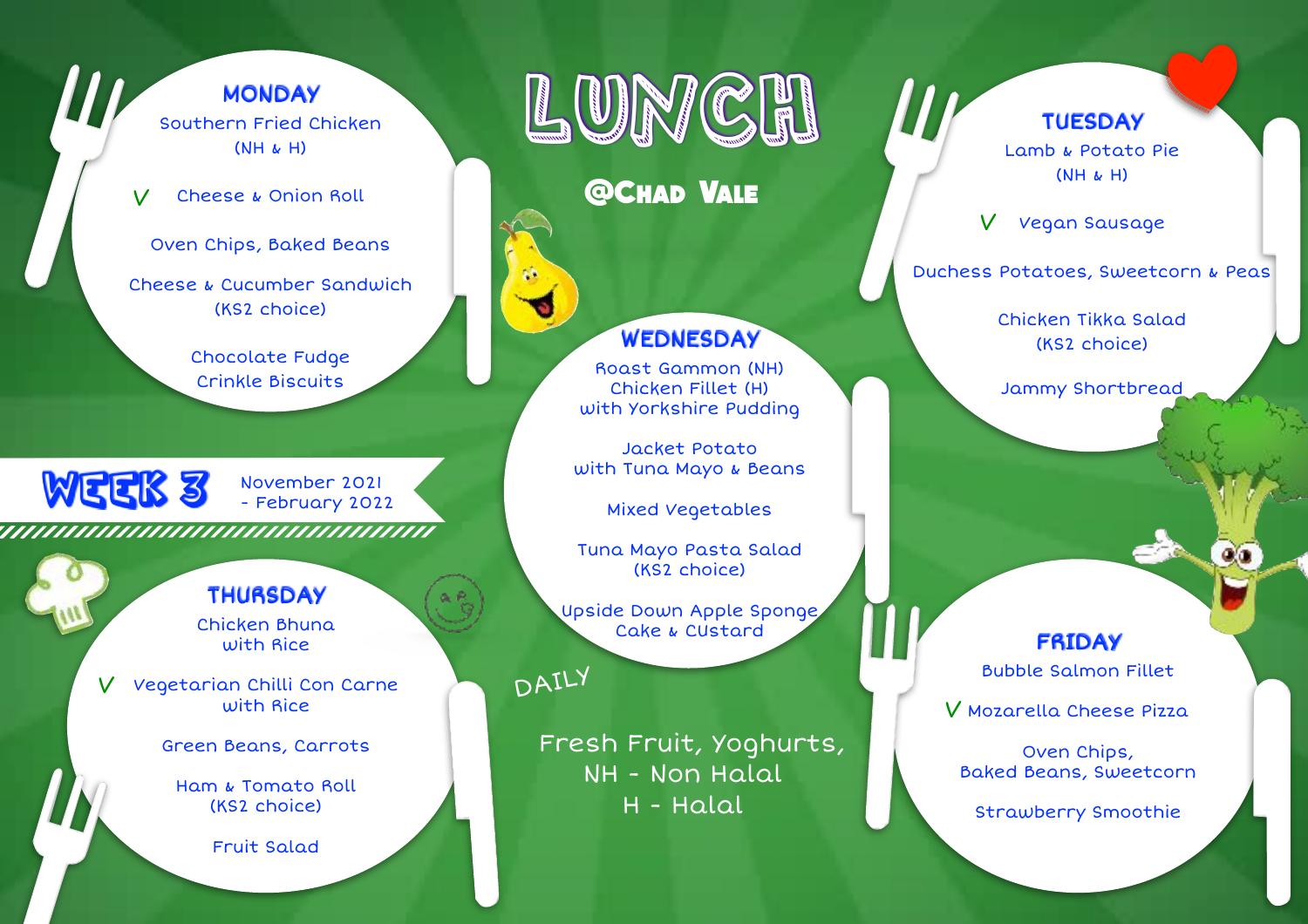# LUNCH

@Chad Vale

## WEEK 3

November 2021 - February 2022

### MONDAY

Southern Fried Chicken (NH & H)

V Cheese & Onion Roll

Oven Chips, Baked Beans

Cheese & Cucumber Sandwich (KS2 choice)

Chocolate Fudge Crinkle Biscuits

### TUESDAY

Lamb & Potato Pie (NH & H)

V Vegan Sausage

Duchess Potatoes, Sweetcorn & Peas

Chicken Tikka Salad (KS2 choice)

Jammy Shortbread

### WEDNESDAY

Roast Gammon (NH)
Chicken Fillet (H)
with Yorkshire Pudding

Jacket Potato with Tuna Mayo & Beans

Mixed Vegetables

Tuna Mayo Pasta Salad (KS2 choice)

Upside Down Apple Sponge Cake & Custard

### THURSDAY

Chicken Bhuna with Rice

V Vegetarian Chilli Con Carne with Rice

Green Beans, Carrots

Ham & Tomato Roll (KS2 choice)

Fruit Salad

### FRIDAY

Bubble Salmon Fillet

V Mozarella Cheese Pizza

Oven Chips, Baked Beans, Sweetcorn

Strawberry Smoothie

DAILY

Fresh Fruit, Yoghurts,

NH - Non Halal

H - Halal